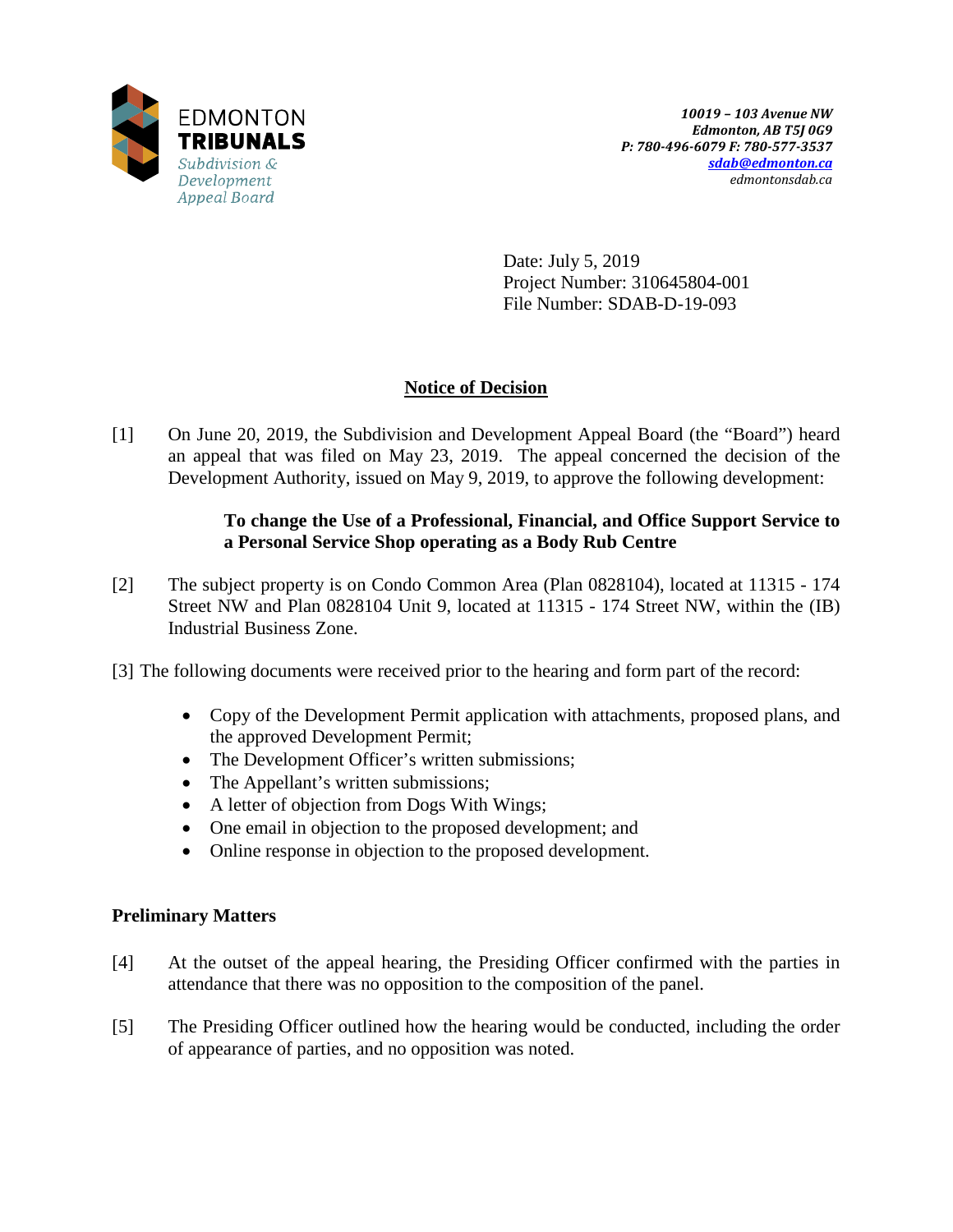EDMONTON
**TRIBUNALS**
*Subdivision & Development Appeal Board*

***10019 – 103 Avenue NW***
***Edmonton, AB T5J 0G9***
***P: 780-496-6079 F: 780-577-3537***
***sdab@edmonton.ca***
*edmontonsdab.ca*

Date: July 5, 2019
Project Number: 310645804-001
File Number: SDAB-D-19-093

## Notice of Decision

[1] On June 20, 2019, the Subdivision and Development Appeal Board (the "Board") heard an appeal that was filed on May 23, 2019. The appeal concerned the decision of the Development Authority, issued on May 9, 2019, to approve the following development:

> **To change the Use of a Professional, Financial, and Office Support Service to a Personal Service Shop operating as a Body Rub Centre**

[2] The subject property is on Condo Common Area (Plan 0828104), located at 11315 - 174 Street NW and Plan 0828104 Unit 9, located at 11315 - 174 Street NW, within the (IB) Industrial Business Zone.

[3] The following documents were received prior to the hearing and form part of the record:

- Copy of the Development Permit application with attachments, proposed plans, and the approved Development Permit;
- The Development Officer's written submissions;
- The Appellant's written submissions;
- A letter of objection from Dogs With Wings;
- One email in objection to the proposed development; and
- Online response in objection to the proposed development.

### Preliminary Matters

[4] At the outset of the appeal hearing, the Presiding Officer confirmed with the parties in attendance that there was no opposition to the composition of the panel.

[5] The Presiding Officer outlined how the hearing would be conducted, including the order of appearance of parties, and no opposition was noted.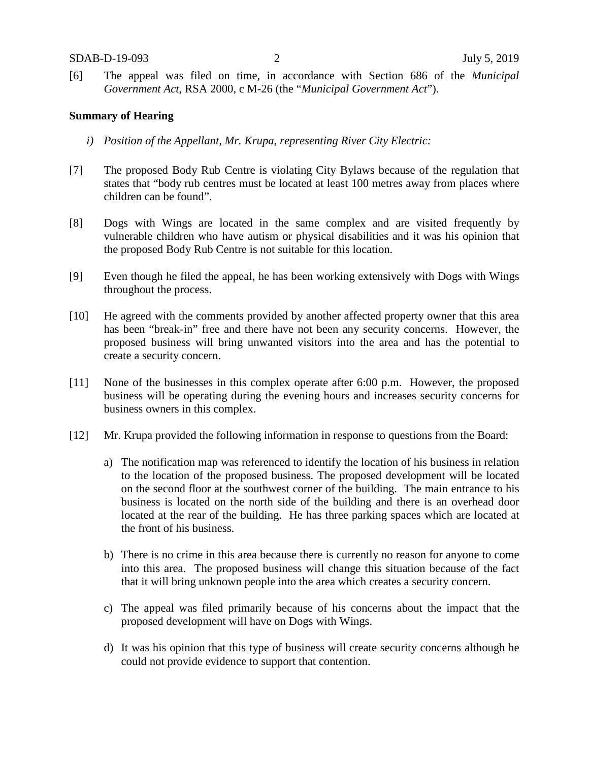[6] The appeal was filed on time, in accordance with Section 686 of the *Municipal Government Act*, RSA 2000, c M-26 (the "*Municipal Government Act*").

**Summary of Hearing**

*i) Position of the Appellant, Mr. Krupa, representing River City Electric:*

[7] The proposed Body Rub Centre is violating City Bylaws because of the regulation that states that "body rub centres must be located at least 100 metres away from places where children can be found".

[8] Dogs with Wings are located in the same complex and are visited frequently by vulnerable children who have autism or physical disabilities and it was his opinion that the proposed Body Rub Centre is not suitable for this location.

[9] Even though he filed the appeal, he has been working extensively with Dogs with Wings throughout the process.

[10] He agreed with the comments provided by another affected property owner that this area has been "break-in" free and there have not been any security concerns. However, the proposed business will bring unwanted visitors into the area and has the potential to create a security concern.

[11] None of the businesses in this complex operate after 6:00 p.m. However, the proposed business will be operating during the evening hours and increases security concerns for business owners in this complex.

[12] Mr. Krupa provided the following information in response to questions from the Board:

a) The notification map was referenced to identify the location of his business in relation to the location of the proposed business. The proposed development will be located on the second floor at the southwest corner of the building. The main entrance to his business is located on the north side of the building and there is an overhead door located at the rear of the building. He has three parking spaces which are located at the front of his business.

b) There is no crime in this area because there is currently no reason for anyone to come into this area. The proposed business will change this situation because of the fact that it will bring unknown people into the area which creates a security concern.

c) The appeal was filed primarily because of his concerns about the impact that the proposed development will have on Dogs with Wings.

d) It was his opinion that this type of business will create security concerns although he could not provide evidence to support that contention.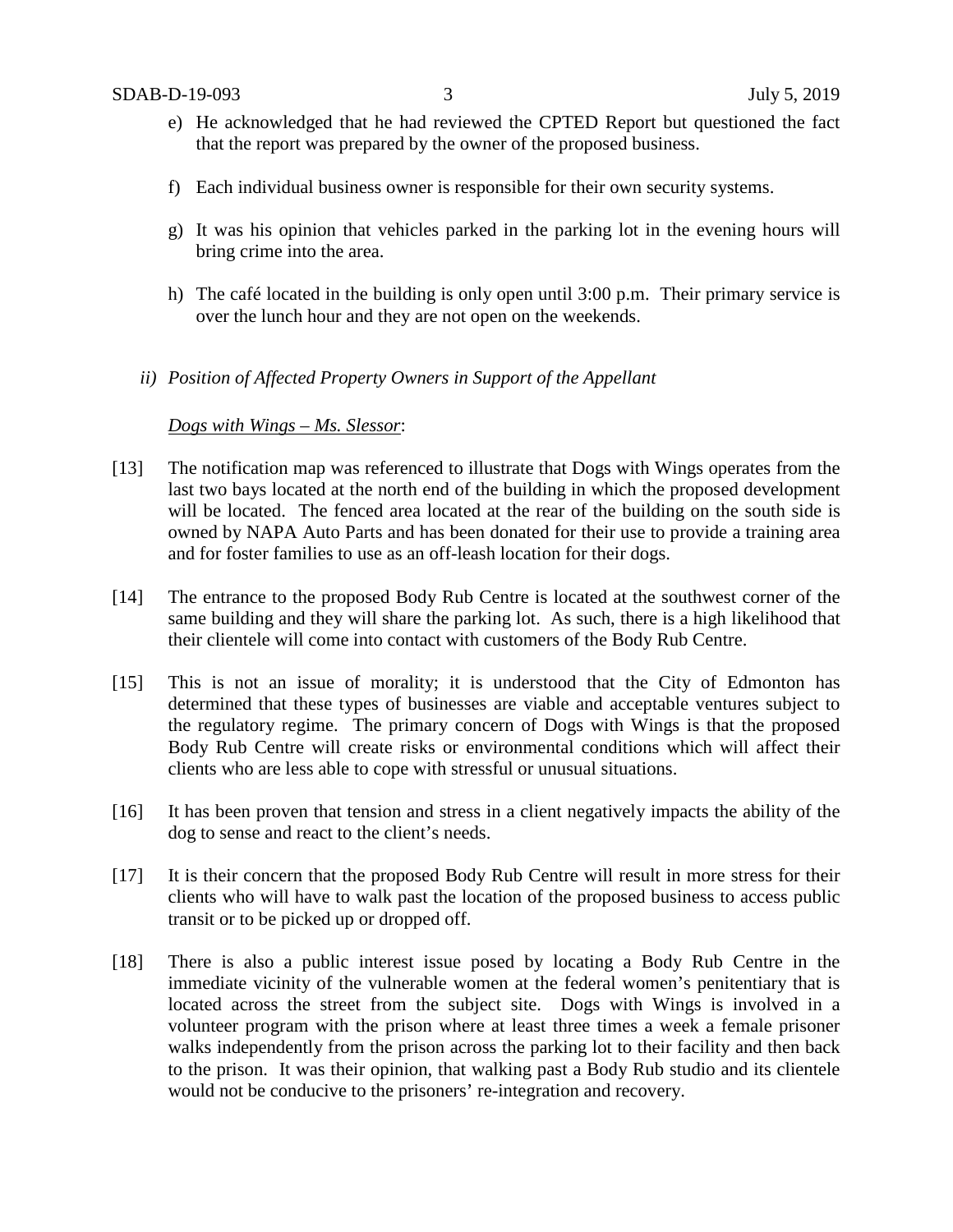e) He acknowledged that he had reviewed the CPTED Report but questioned the fact that the report was prepared by the owner of the proposed business.

f) Each individual business owner is responsible for their own security systems.

g) It was his opinion that vehicles parked in the parking lot in the evening hours will bring crime into the area.

h) The café located in the building is only open until 3:00 p.m. Their primary service is over the lunch hour and they are not open on the weekends.

*ii) Position of Affected Property Owners in Support of the Appellant*

<u>*Dogs with Wings – Ms. Slessor*</u>:

[13] The notification map was referenced to illustrate that Dogs with Wings operates from the last two bays located at the north end of the building in which the proposed development will be located. The fenced area located at the rear of the building on the south side is owned by NAPA Auto Parts and has been donated for their use to provide a training area and for foster families to use as an off-leash location for their dogs.

[14] The entrance to the proposed Body Rub Centre is located at the southwest corner of the same building and they will share the parking lot. As such, there is a high likelihood that their clientele will come into contact with customers of the Body Rub Centre.

[15] This is not an issue of morality; it is understood that the City of Edmonton has determined that these types of businesses are viable and acceptable ventures subject to the regulatory regime. The primary concern of Dogs with Wings is that the proposed Body Rub Centre will create risks or environmental conditions which will affect their clients who are less able to cope with stressful or unusual situations.

[16] It has been proven that tension and stress in a client negatively impacts the ability of the dog to sense and react to the client's needs.

[17] It is their concern that the proposed Body Rub Centre will result in more stress for their clients who will have to walk past the location of the proposed business to access public transit or to be picked up or dropped off.

[18] There is also a public interest issue posed by locating a Body Rub Centre in the immediate vicinity of the vulnerable women at the federal women's penitentiary that is located across the street from the subject site. Dogs with Wings is involved in a volunteer program with the prison where at least three times a week a female prisoner walks independently from the prison across the parking lot to their facility and then back to the prison. It was their opinion, that walking past a Body Rub studio and its clientele would not be conducive to the prisoners' re-integration and recovery.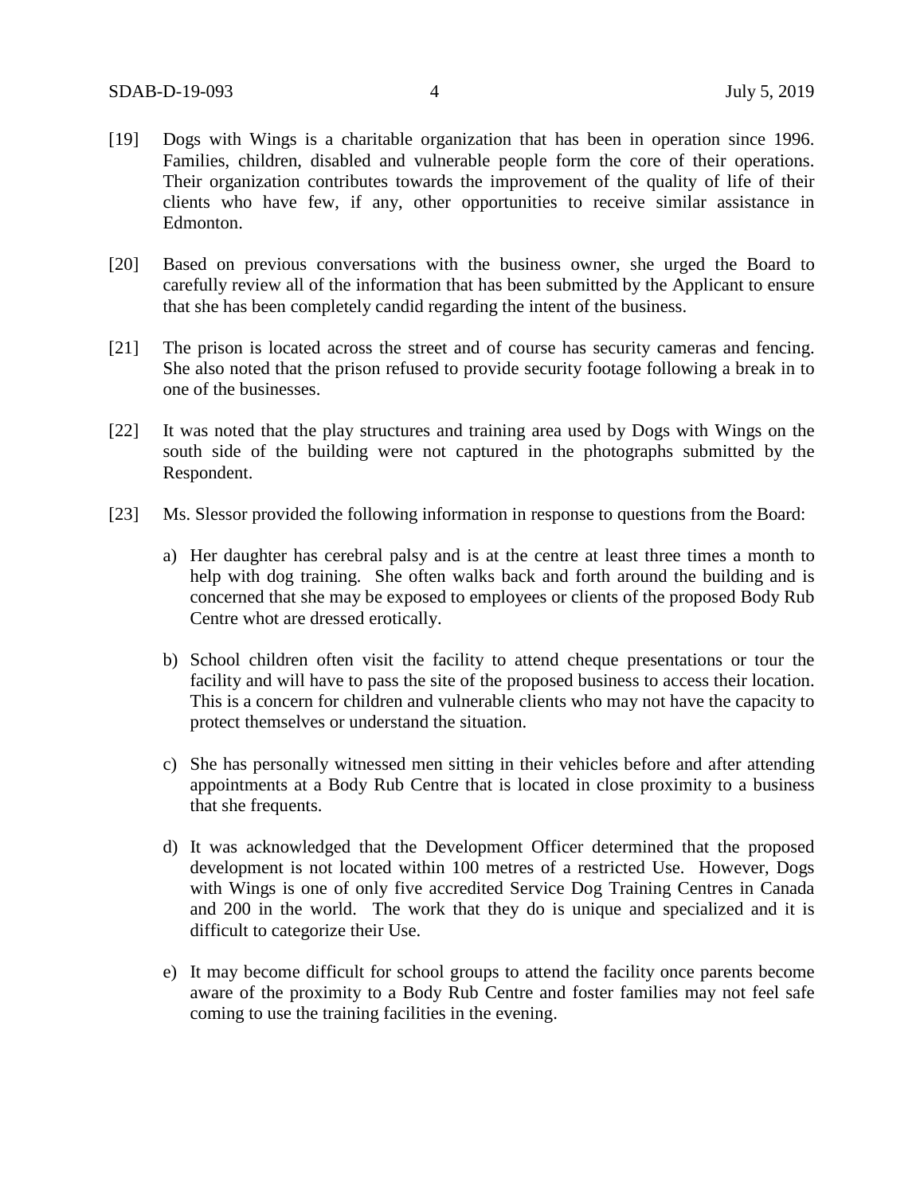[19] Dogs with Wings is a charitable organization that has been in operation since 1996. Families, children, disabled and vulnerable people form the core of their operations. Their organization contributes towards the improvement of the quality of life of their clients who have few, if any, other opportunities to receive similar assistance in Edmonton.

[20] Based on previous conversations with the business owner, she urged the Board to carefully review all of the information that has been submitted by the Applicant to ensure that she has been completely candid regarding the intent of the business.

[21] The prison is located across the street and of course has security cameras and fencing. She also noted that the prison refused to provide security footage following a break in to one of the businesses.

[22] It was noted that the play structures and training area used by Dogs with Wings on the south side of the building were not captured in the photographs submitted by the Respondent.

[23] Ms. Slessor provided the following information in response to questions from the Board:

a) Her daughter has cerebral palsy and is at the centre at least three times a month to help with dog training. She often walks back and forth around the building and is concerned that she may be exposed to employees or clients of the proposed Body Rub Centre whot are dressed erotically.

b) School children often visit the facility to attend cheque presentations or tour the facility and will have to pass the site of the proposed business to access their location. This is a concern for children and vulnerable clients who may not have the capacity to protect themselves or understand the situation.

c) She has personally witnessed men sitting in their vehicles before and after attending appointments at a Body Rub Centre that is located in close proximity to a business that she frequents.

d) It was acknowledged that the Development Officer determined that the proposed development is not located within 100 metres of a restricted Use. However, Dogs with Wings is one of only five accredited Service Dog Training Centres in Canada and 200 in the world. The work that they do is unique and specialized and it is difficult to categorize their Use.

e) It may become difficult for school groups to attend the facility once parents become aware of the proximity to a Body Rub Centre and foster families may not feel safe coming to use the training facilities in the evening.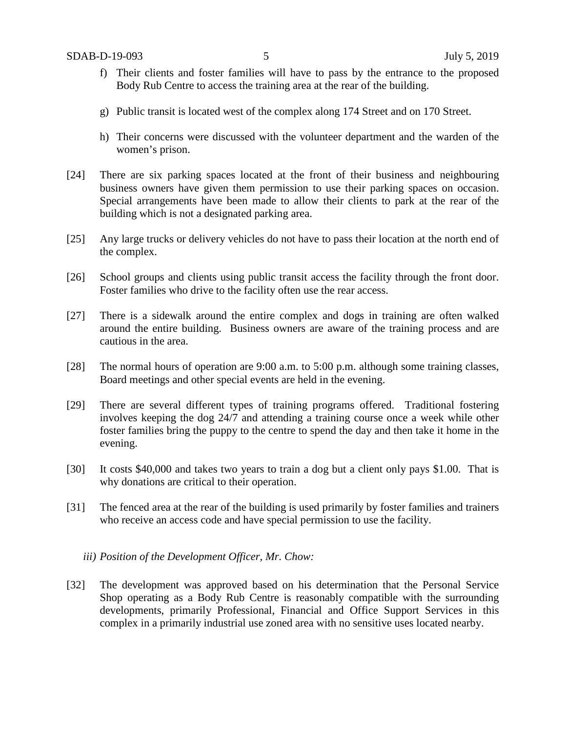f) Their clients and foster families will have to pass by the entrance to the proposed Body Rub Centre to access the training area at the rear of the building.

g) Public transit is located west of the complex along 174 Street and on 170 Street.

h) Their concerns were discussed with the volunteer department and the warden of the women's prison.

[24] There are six parking spaces located at the front of their business and neighbouring business owners have given them permission to use their parking spaces on occasion. Special arrangements have been made to allow their clients to park at the rear of the building which is not a designated parking area.

[25] Any large trucks or delivery vehicles do not have to pass their location at the north end of the complex.

[26] School groups and clients using public transit access the facility through the front door. Foster families who drive to the facility often use the rear access.

[27] There is a sidewalk around the entire complex and dogs in training are often walked around the entire building. Business owners are aware of the training process and are cautious in the area.

[28] The normal hours of operation are 9:00 a.m. to 5:00 p.m. although some training classes, Board meetings and other special events are held in the evening.

[29] There are several different types of training programs offered. Traditional fostering involves keeping the dog 24/7 and attending a training course once a week while other foster families bring the puppy to the centre to spend the day and then take it home in the evening.

[30] It costs $40,000 and takes two years to train a dog but a client only pays $1.00. That is why donations are critical to their operation.

[31] The fenced area at the rear of the building is used primarily by foster families and trainers who receive an access code and have special permission to use the facility.

*iii) Position of the Development Officer, Mr. Chow:*

[32] The development was approved based on his determination that the Personal Service Shop operating as a Body Rub Centre is reasonably compatible with the surrounding developments, primarily Professional, Financial and Office Support Services in this complex in a primarily industrial use zoned area with no sensitive uses located nearby.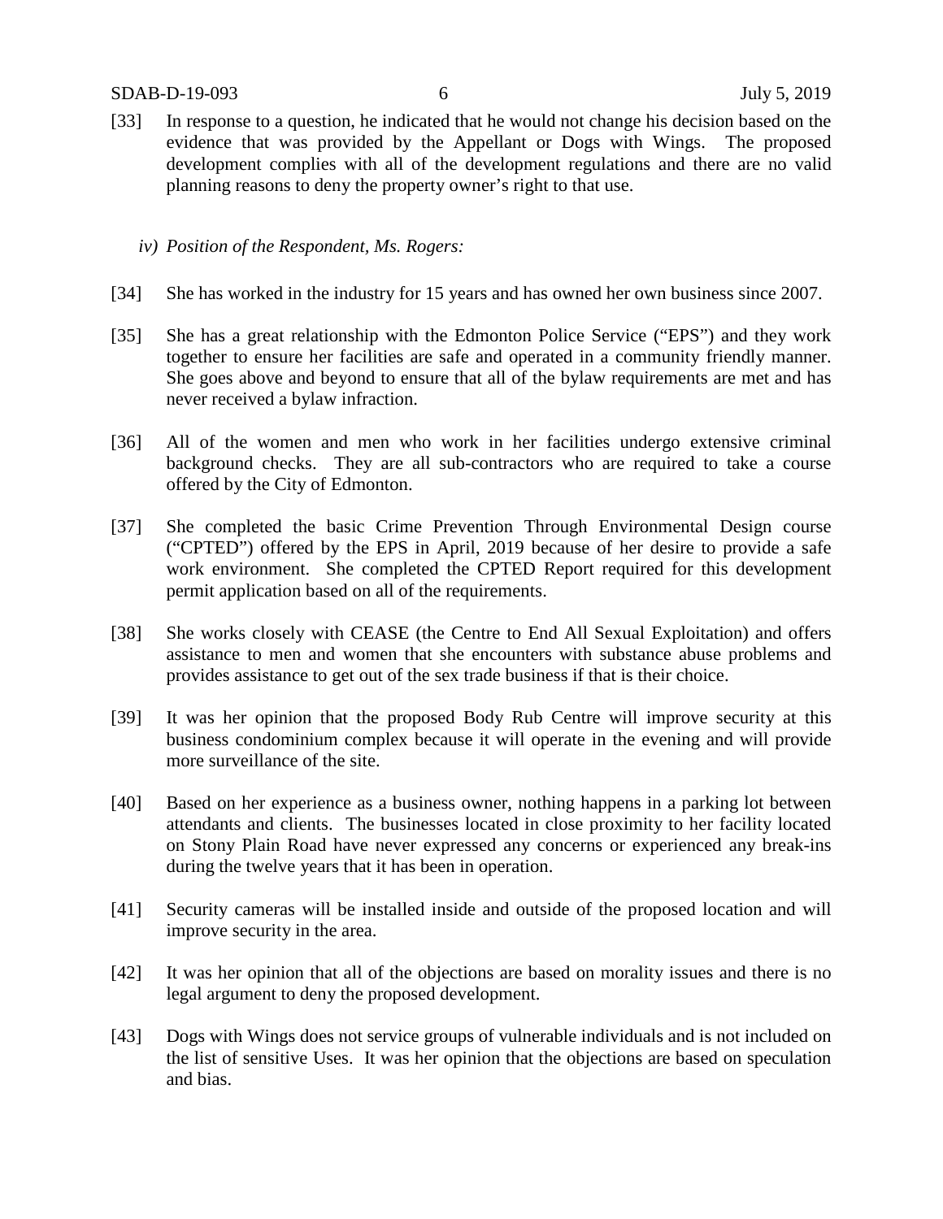[33] In response to a question, he indicated that he would not change his decision based on the evidence that was provided by the Appellant or Dogs with Wings. The proposed development complies with all of the development regulations and there are no valid planning reasons to deny the property owner's right to that use.

*iv) Position of the Respondent, Ms. Rogers:*

[34] She has worked in the industry for 15 years and has owned her own business since 2007.

[35] She has a great relationship with the Edmonton Police Service ("EPS") and they work together to ensure her facilities are safe and operated in a community friendly manner. She goes above and beyond to ensure that all of the bylaw requirements are met and has never received a bylaw infraction.

[36] All of the women and men who work in her facilities undergo extensive criminal background checks. They are all sub-contractors who are required to take a course offered by the City of Edmonton.

[37] She completed the basic Crime Prevention Through Environmental Design course ("CPTED") offered by the EPS in April, 2019 because of her desire to provide a safe work environment. She completed the CPTED Report required for this development permit application based on all of the requirements.

[38] She works closely with CEASE (the Centre to End All Sexual Exploitation) and offers assistance to men and women that she encounters with substance abuse problems and provides assistance to get out of the sex trade business if that is their choice.

[39] It was her opinion that the proposed Body Rub Centre will improve security at this business condominium complex because it will operate in the evening and will provide more surveillance of the site.

[40] Based on her experience as a business owner, nothing happens in a parking lot between attendants and clients. The businesses located in close proximity to her facility located on Stony Plain Road have never expressed any concerns or experienced any break-ins during the twelve years that it has been in operation.

[41] Security cameras will be installed inside and outside of the proposed location and will improve security in the area.

[42] It was her opinion that all of the objections are based on morality issues and there is no legal argument to deny the proposed development.

[43] Dogs with Wings does not service groups of vulnerable individuals and is not included on the list of sensitive Uses. It was her opinion that the objections are based on speculation and bias.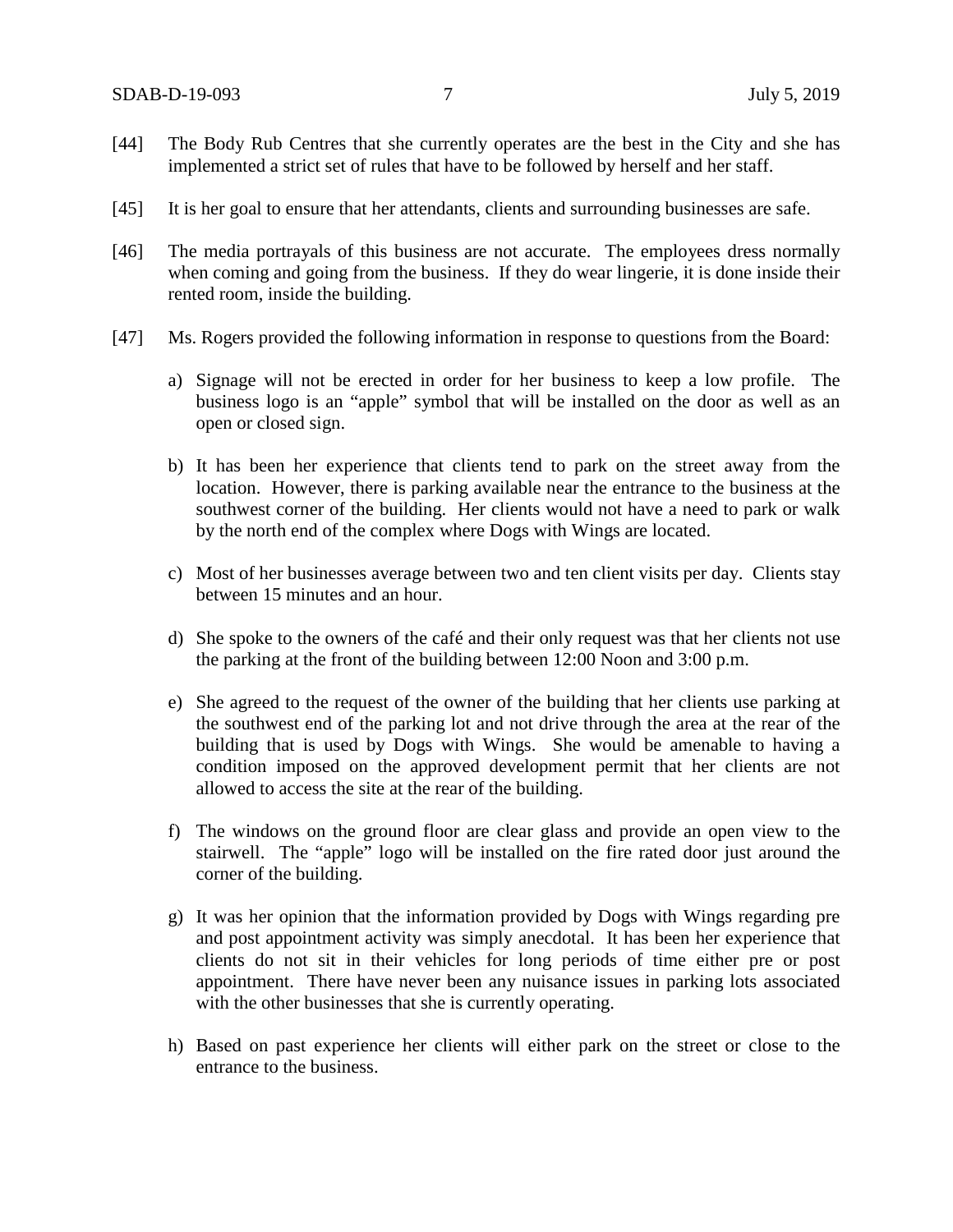[44] The Body Rub Centres that she currently operates are the best in the City and she has implemented a strict set of rules that have to be followed by herself and her staff.

[45] It is her goal to ensure that her attendants, clients and surrounding businesses are safe.

[46] The media portrayals of this business are not accurate. The employees dress normally when coming and going from the business. If they do wear lingerie, it is done inside their rented room, inside the building.

[47] Ms. Rogers provided the following information in response to questions from the Board:

a) Signage will not be erected in order for her business to keep a low profile. The business logo is an "apple" symbol that will be installed on the door as well as an open or closed sign.

b) It has been her experience that clients tend to park on the street away from the location. However, there is parking available near the entrance to the business at the southwest corner of the building. Her clients would not have a need to park or walk by the north end of the complex where Dogs with Wings are located.

c) Most of her businesses average between two and ten client visits per day. Clients stay between 15 minutes and an hour.

d) She spoke to the owners of the café and their only request was that her clients not use the parking at the front of the building between 12:00 Noon and 3:00 p.m.

e) She agreed to the request of the owner of the building that her clients use parking at the southwest end of the parking lot and not drive through the area at the rear of the building that is used by Dogs with Wings. She would be amenable to having a condition imposed on the approved development permit that her clients are not allowed to access the site at the rear of the building.

f) The windows on the ground floor are clear glass and provide an open view to the stairwell. The "apple" logo will be installed on the fire rated door just around the corner of the building.

g) It was her opinion that the information provided by Dogs with Wings regarding pre and post appointment activity was simply anecdotal. It has been her experience that clients do not sit in their vehicles for long periods of time either pre or post appointment. There have never been any nuisance issues in parking lots associated with the other businesses that she is currently operating.

h) Based on past experience her clients will either park on the street or close to the entrance to the business.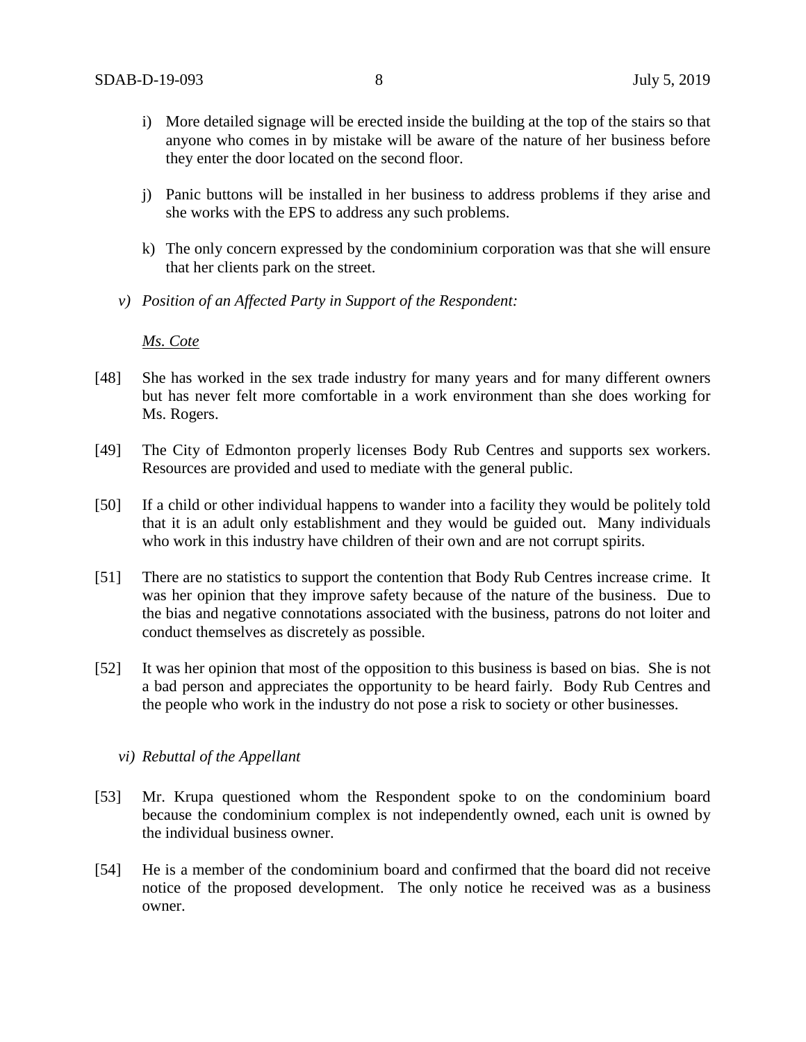i) More detailed signage will be erected inside the building at the top of the stairs so that anyone who comes in by mistake will be aware of the nature of her business before they enter the door located on the second floor.

j) Panic buttons will be installed in her business to address problems if they arise and she works with the EPS to address any such problems.

k) The only concern expressed by the condominium corporation was that she will ensure that her clients park on the street.

*v) Position of an Affected Party in Support of the Respondent:*

*Ms. Cote*

[48] She has worked in the sex trade industry for many years and for many different owners but has never felt more comfortable in a work environment than she does working for Ms. Rogers.

[49] The City of Edmonton properly licenses Body Rub Centres and supports sex workers. Resources are provided and used to mediate with the general public.

[50] If a child or other individual happens to wander into a facility they would be politely told that it is an adult only establishment and they would be guided out. Many individuals who work in this industry have children of their own and are not corrupt spirits.

[51] There are no statistics to support the contention that Body Rub Centres increase crime. It was her opinion that they improve safety because of the nature of the business. Due to the bias and negative connotations associated with the business, patrons do not loiter and conduct themselves as discretely as possible.

[52] It was her opinion that most of the opposition to this business is based on bias. She is not a bad person and appreciates the opportunity to be heard fairly. Body Rub Centres and the people who work in the industry do not pose a risk to society or other businesses.

*vi) Rebuttal of the Appellant*

[53] Mr. Krupa questioned whom the Respondent spoke to on the condominium board because the condominium complex is not independently owned, each unit is owned by the individual business owner.

[54] He is a member of the condominium board and confirmed that the board did not receive notice of the proposed development. The only notice he received was as a business owner.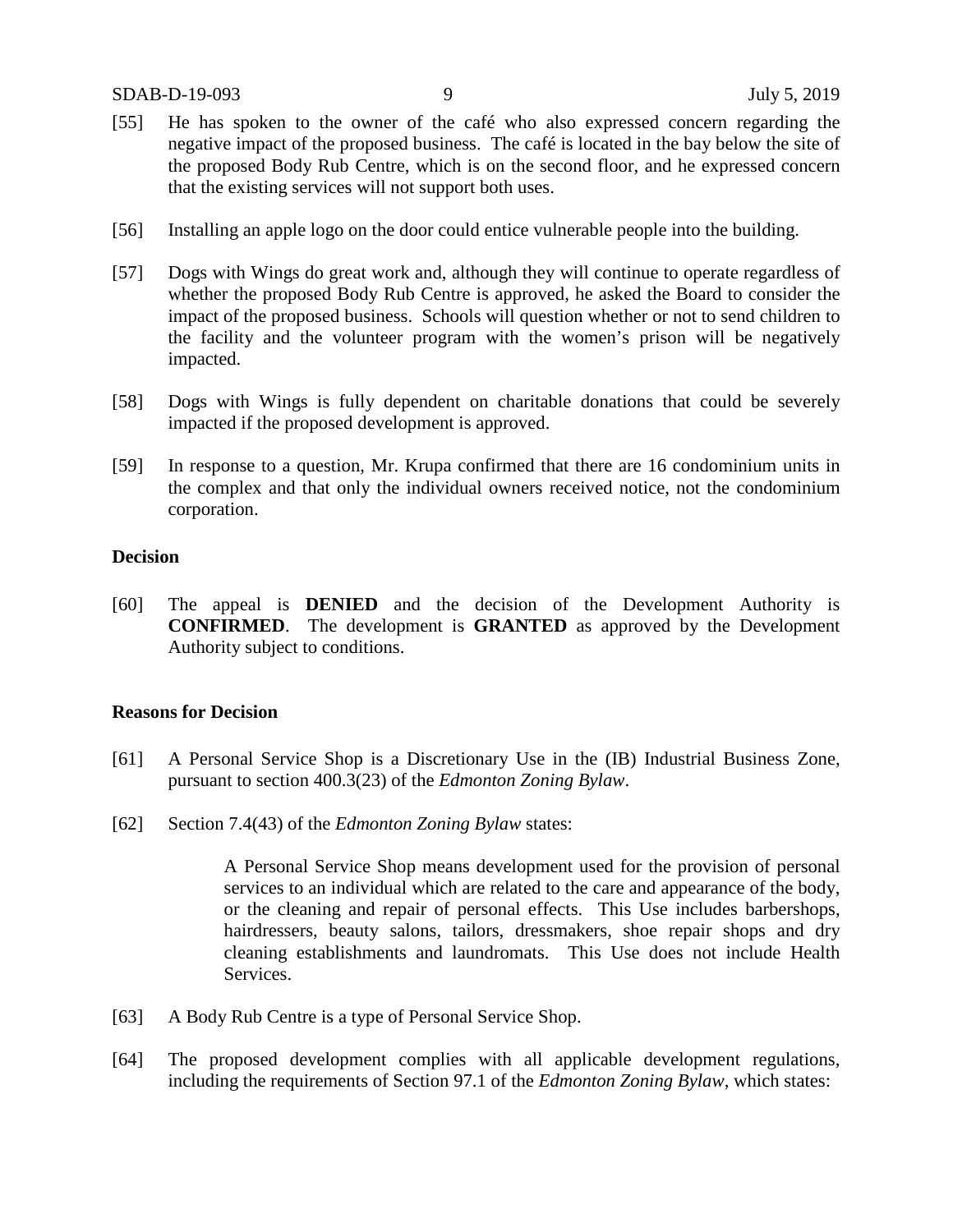[55] He has spoken to the owner of the café who also expressed concern regarding the negative impact of the proposed business. The café is located in the bay below the site of the proposed Body Rub Centre, which is on the second floor, and he expressed concern that the existing services will not support both uses.

[56] Installing an apple logo on the door could entice vulnerable people into the building.

[57] Dogs with Wings do great work and, although they will continue to operate regardless of whether the proposed Body Rub Centre is approved, he asked the Board to consider the impact of the proposed business. Schools will question whether or not to send children to the facility and the volunteer program with the women's prison will be negatively impacted.

[58] Dogs with Wings is fully dependent on charitable donations that could be severely impacted if the proposed development is approved.

[59] In response to a question, Mr. Krupa confirmed that there are 16 condominium units in the complex and that only the individual owners received notice, not the condominium corporation.

## Decision

[60] The appeal is **DENIED** and the decision of the Development Authority is **CONFIRMED**. The development is **GRANTED** as approved by the Development Authority subject to conditions.

## Reasons for Decision

[61] A Personal Service Shop is a Discretionary Use in the (IB) Industrial Business Zone, pursuant to section 400.3(23) of the *Edmonton Zoning Bylaw*.

[62] Section 7.4(43) of the *Edmonton Zoning Bylaw* states:

> A Personal Service Shop means development used for the provision of personal services to an individual which are related to the care and appearance of the body, or the cleaning and repair of personal effects. This Use includes barbershops, hairdressers, beauty salons, tailors, dressmakers, shoe repair shops and dry cleaning establishments and laundromats. This Use does not include Health Services.

[63] A Body Rub Centre is a type of Personal Service Shop.

[64] The proposed development complies with all applicable development regulations, including the requirements of Section 97.1 of the *Edmonton Zoning Bylaw*, which states: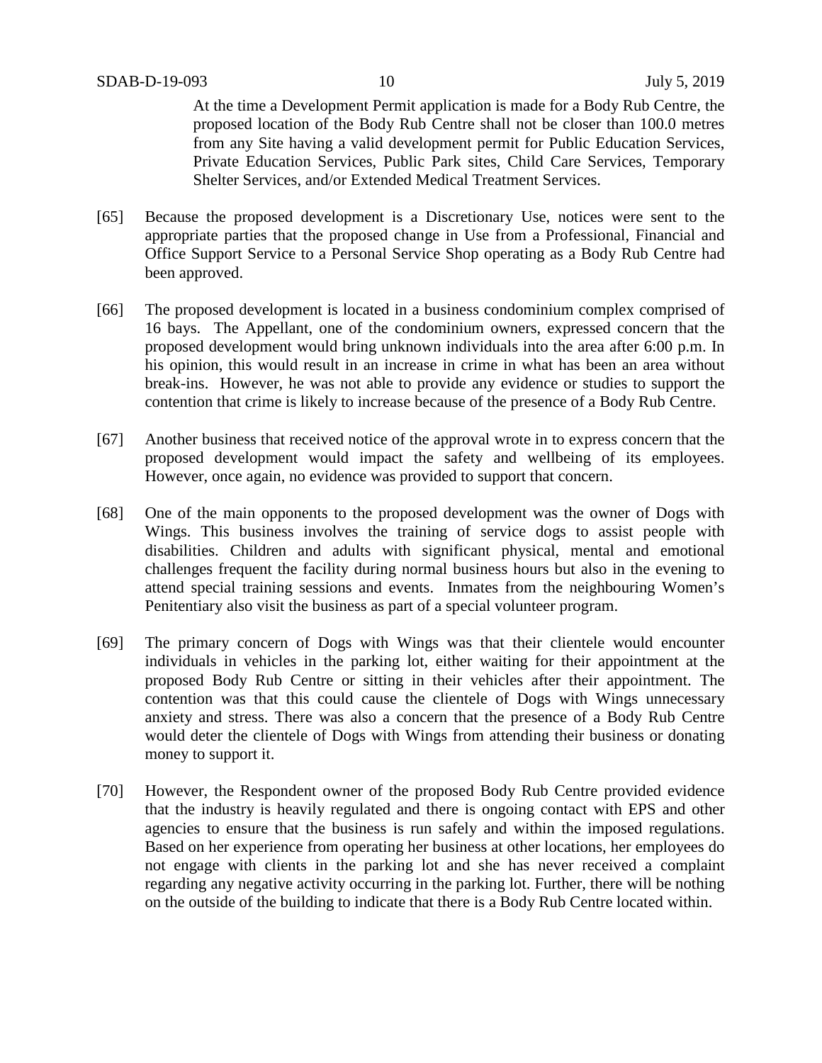> At the time a Development Permit application is made for a Body Rub Centre, the proposed location of the Body Rub Centre shall not be closer than 100.0 metres from any Site having a valid development permit for Public Education Services, Private Education Services, Public Park sites, Child Care Services, Temporary Shelter Services, and/or Extended Medical Treatment Services.

[65] Because the proposed development is a Discretionary Use, notices were sent to the appropriate parties that the proposed change in Use from a Professional, Financial and Office Support Service to a Personal Service Shop operating as a Body Rub Centre had been approved.

[66] The proposed development is located in a business condominium complex comprised of 16 bays. The Appellant, one of the condominium owners, expressed concern that the proposed development would bring unknown individuals into the area after 6:00 p.m. In his opinion, this would result in an increase in crime in what has been an area without break-ins. However, he was not able to provide any evidence or studies to support the contention that crime is likely to increase because of the presence of a Body Rub Centre.

[67] Another business that received notice of the approval wrote in to express concern that the proposed development would impact the safety and wellbeing of its employees. However, once again, no evidence was provided to support that concern.

[68] One of the main opponents to the proposed development was the owner of Dogs with Wings. This business involves the training of service dogs to assist people with disabilities. Children and adults with significant physical, mental and emotional challenges frequent the facility during normal business hours but also in the evening to attend special training sessions and events. Inmates from the neighbouring Women's Penitentiary also visit the business as part of a special volunteer program.

[69] The primary concern of Dogs with Wings was that their clientele would encounter individuals in vehicles in the parking lot, either waiting for their appointment at the proposed Body Rub Centre or sitting in their vehicles after their appointment. The contention was that this could cause the clientele of Dogs with Wings unnecessary anxiety and stress. There was also a concern that the presence of a Body Rub Centre would deter the clientele of Dogs with Wings from attending their business or donating money to support it.

[70] However, the Respondent owner of the proposed Body Rub Centre provided evidence that the industry is heavily regulated and there is ongoing contact with EPS and other agencies to ensure that the business is run safely and within the imposed regulations. Based on her experience from operating her business at other locations, her employees do not engage with clients in the parking lot and she has never received a complaint regarding any negative activity occurring in the parking lot. Further, there will be nothing on the outside of the building to indicate that there is a Body Rub Centre located within.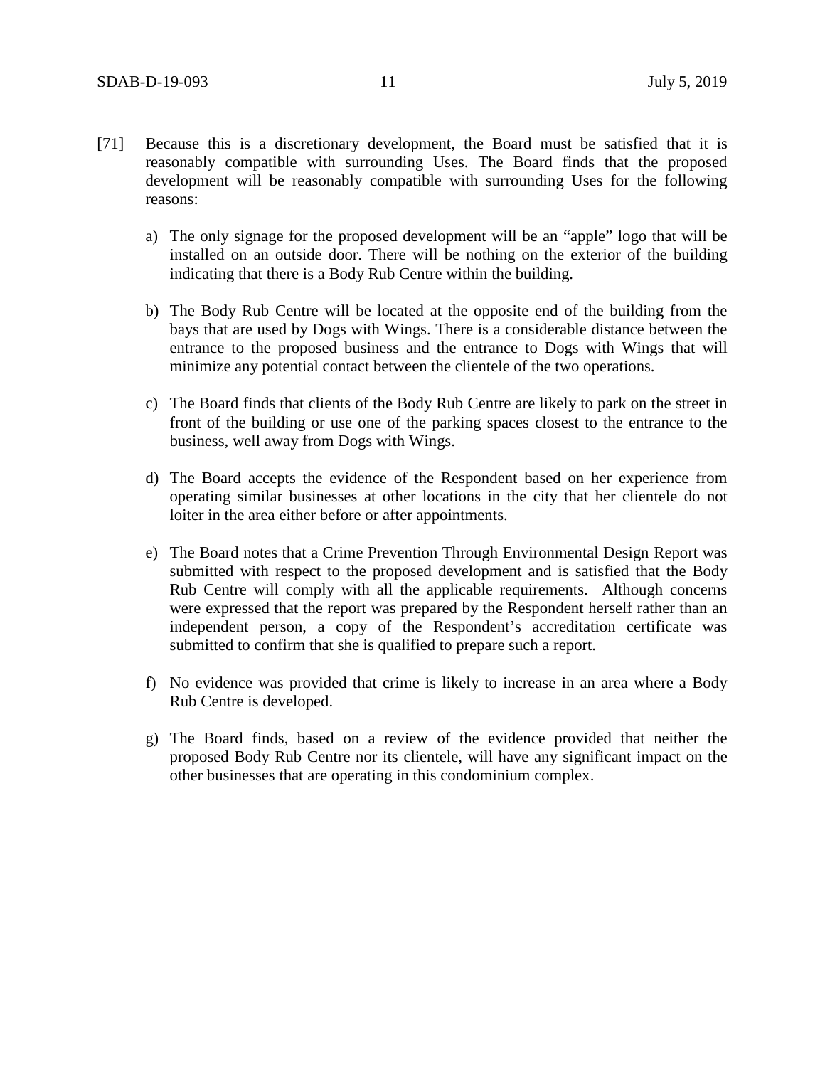[71] Because this is a discretionary development, the Board must be satisfied that it is reasonably compatible with surrounding Uses. The Board finds that the proposed development will be reasonably compatible with surrounding Uses for the following reasons:

a) The only signage for the proposed development will be an "apple" logo that will be installed on an outside door. There will be nothing on the exterior of the building indicating that there is a Body Rub Centre within the building.

b) The Body Rub Centre will be located at the opposite end of the building from the bays that are used by Dogs with Wings. There is a considerable distance between the entrance to the proposed business and the entrance to Dogs with Wings that will minimize any potential contact between the clientele of the two operations.

c) The Board finds that clients of the Body Rub Centre are likely to park on the street in front of the building or use one of the parking spaces closest to the entrance to the business, well away from Dogs with Wings.

d) The Board accepts the evidence of the Respondent based on her experience from operating similar businesses at other locations in the city that her clientele do not loiter in the area either before or after appointments.

e) The Board notes that a Crime Prevention Through Environmental Design Report was submitted with respect to the proposed development and is satisfied that the Body Rub Centre will comply with all the applicable requirements. Although concerns were expressed that the report was prepared by the Respondent herself rather than an independent person, a copy of the Respondent's accreditation certificate was submitted to confirm that she is qualified to prepare such a report.

f) No evidence was provided that crime is likely to increase in an area where a Body Rub Centre is developed.

g) The Board finds, based on a review of the evidence provided that neither the proposed Body Rub Centre nor its clientele, will have any significant impact on the other businesses that are operating in this condominium complex.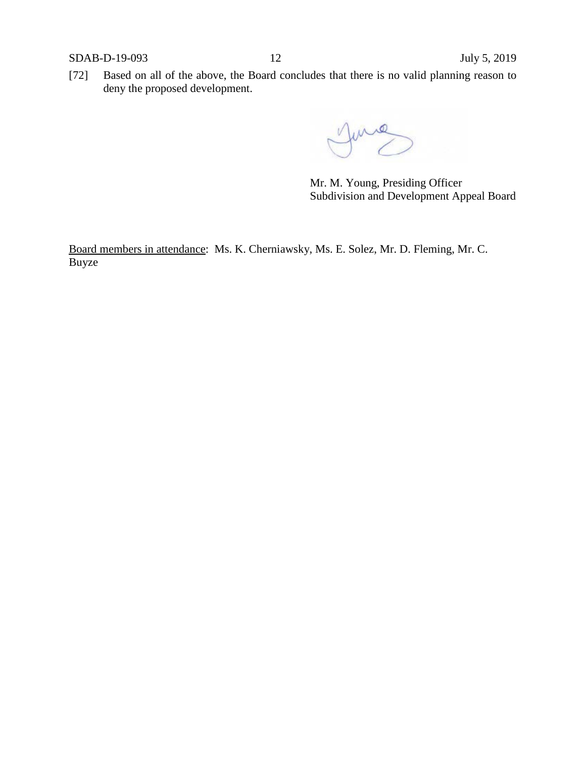[72] Based on all of the above, the Board concludes that there is no valid planning reason to deny the proposed development.

Mr. M. Young, Presiding Officer
Subdivision and Development Appeal Board

Board members in attendance: Ms. K. Cherniawsky, Ms. E. Solez, Mr. D. Fleming, Mr. C. Buyze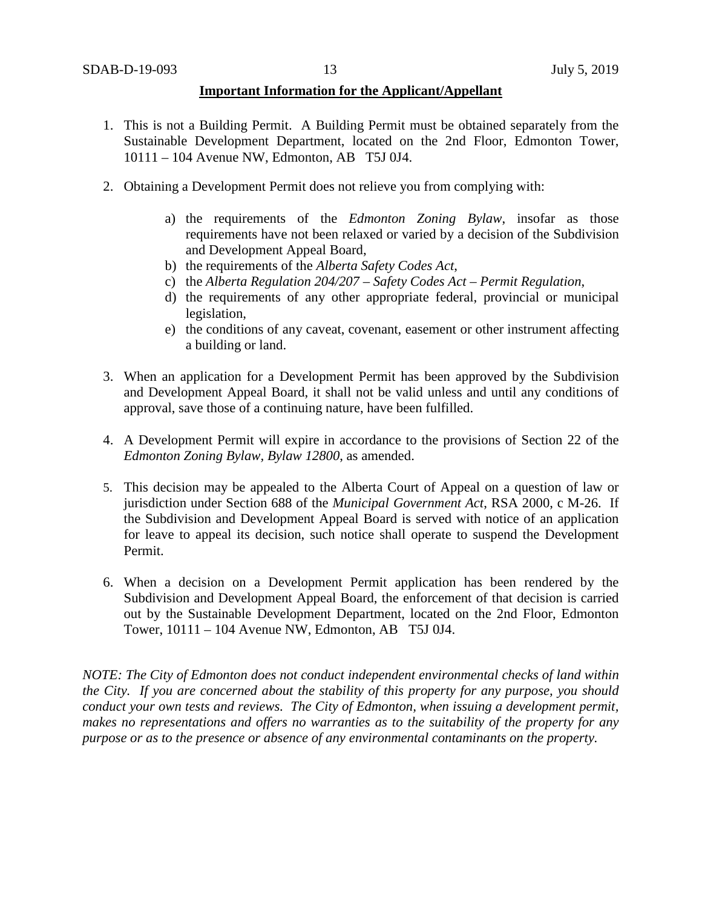**Important Information for the Applicant/Appellant**

1. This is not a Building Permit. A Building Permit must be obtained separately from the Sustainable Development Department, located on the 2nd Floor, Edmonton Tower, 10111 – 104 Avenue NW, Edmonton, AB T5J 0J4.

2. Obtaining a Development Permit does not relieve you from complying with:

    a) the requirements of the *Edmonton Zoning Bylaw*, insofar as those requirements have not been relaxed or varied by a decision of the Subdivision and Development Appeal Board,
    b) the requirements of the *Alberta Safety Codes Act*,
    c) the *Alberta Regulation 204/207 – Safety Codes Act – Permit Regulation*,
    d) the requirements of any other appropriate federal, provincial or municipal legislation,
    e) the conditions of any caveat, covenant, easement or other instrument affecting a building or land.

3. When an application for a Development Permit has been approved by the Subdivision and Development Appeal Board, it shall not be valid unless and until any conditions of approval, save those of a continuing nature, have been fulfilled.

4. A Development Permit will expire in accordance to the provisions of Section 22 of the *Edmonton Zoning Bylaw, Bylaw 12800*, as amended.

5. This decision may be appealed to the Alberta Court of Appeal on a question of law or jurisdiction under Section 688 of the *Municipal Government Act*, RSA 2000, c M-26. If the Subdivision and Development Appeal Board is served with notice of an application for leave to appeal its decision, such notice shall operate to suspend the Development Permit.

6. When a decision on a Development Permit application has been rendered by the Subdivision and Development Appeal Board, the enforcement of that decision is carried out by the Sustainable Development Department, located on the 2nd Floor, Edmonton Tower, 10111 – 104 Avenue NW, Edmonton, AB T5J 0J4.

*NOTE: The City of Edmonton does not conduct independent environmental checks of land within the City. If you are concerned about the stability of this property for any purpose, you should conduct your own tests and reviews. The City of Edmonton, when issuing a development permit, makes no representations and offers no warranties as to the suitability of the property for any purpose or as to the presence or absence of any environmental contaminants on the property.*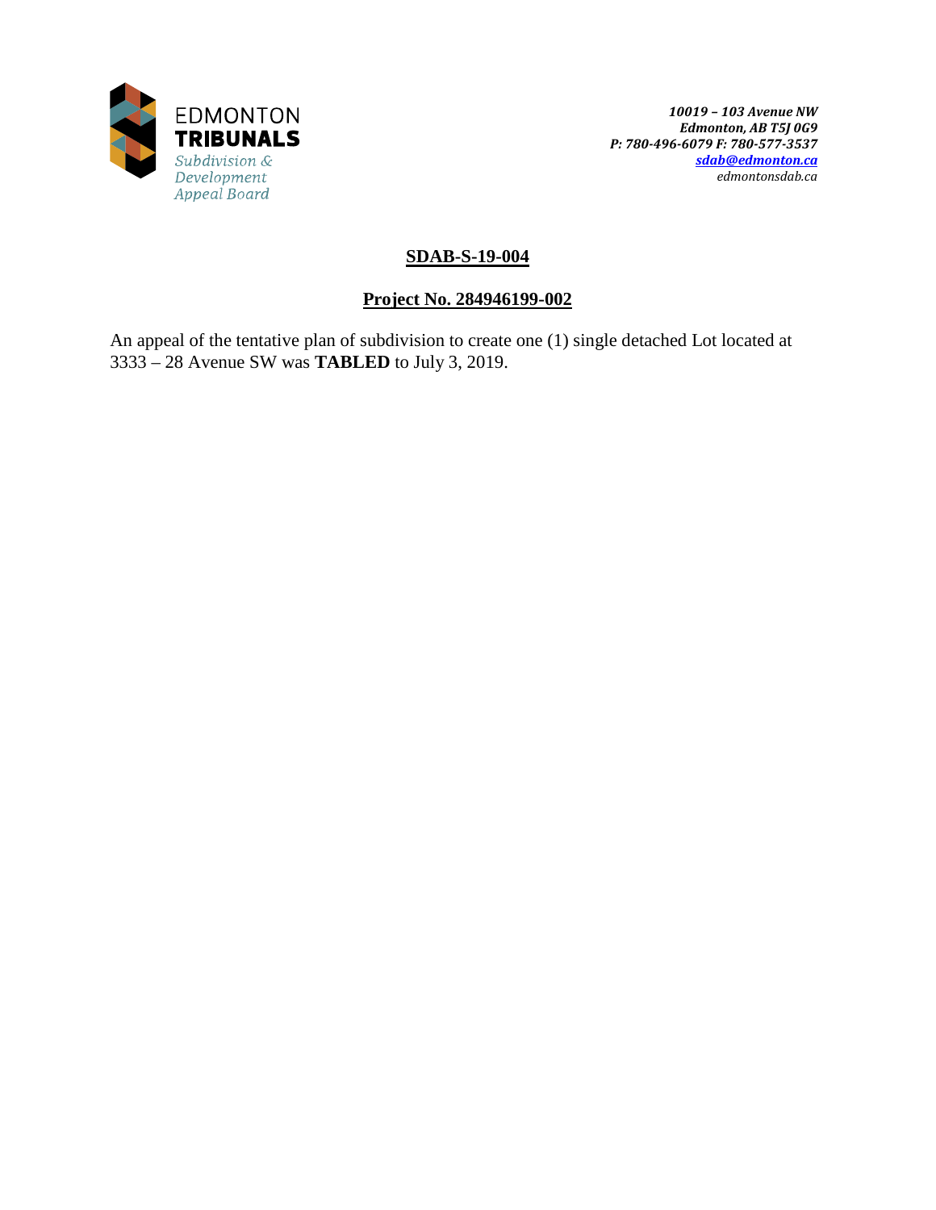EDMONTON
**TRIBUNALS**
*Subdivision & Development Appeal Board*

***10019 – 103 Avenue NW***
***Edmonton, AB T5J 0G9***
***P: 780-496-6079 F: 780-577-3537***
***sdab@edmonton.ca***
*edmontonsdab.ca*

## SDAB-S-19-004

## Project No. 284946199-002

An appeal of the tentative plan of subdivision to create one (1) single detached Lot located at 3333 – 28 Avenue SW was **TABLED** to July 3, 2019.